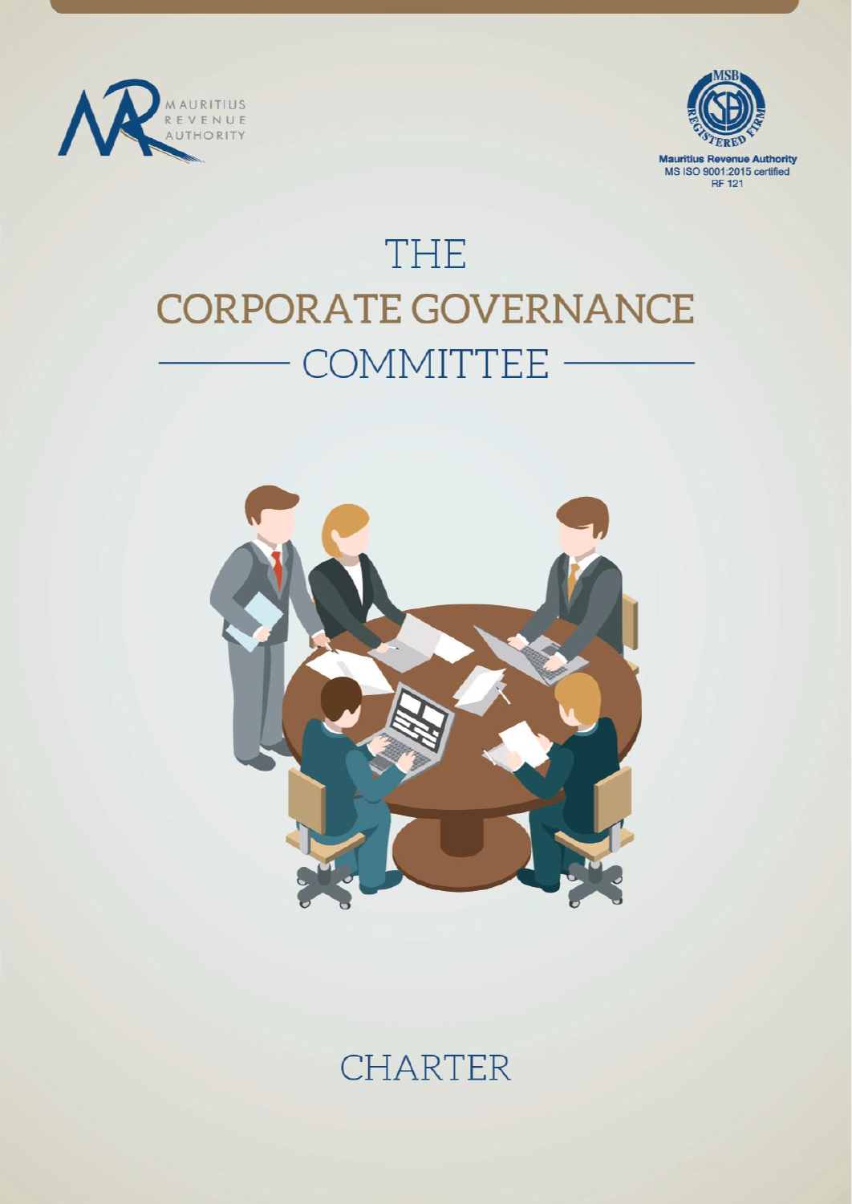MAURITIUS REVENUE AUTHORITY

Mauritius Revenue Authority
MS ISO 9001:2015 certified
RF 121

# THE CORPORATE GOVERNANCE COMMITTEE

## CHARTER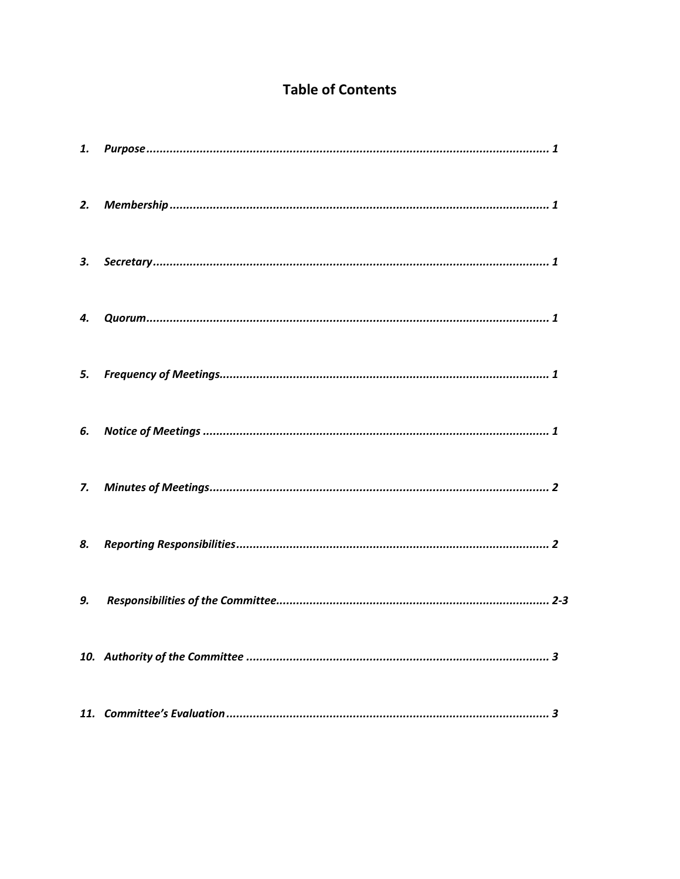# Table of Contents

| | | |
|---|---|---|
| ***1.*** | ***Purpose*** | ***1*** |
| ***2.*** | ***Membership*** | ***1*** |
| ***3.*** | ***Secretary*** | ***1*** |
| ***4.*** | ***Quorum*** | ***1*** |
| ***5.*** | ***Frequency of Meetings*** | ***1*** |
| ***6.*** | ***Notice of Meetings*** | ***1*** |
| ***7.*** | ***Minutes of Meetings*** | ***2*** |
| ***8.*** | ***Reporting Responsibilities*** | ***2*** |
| ***9.*** | ***Responsibilities of the Committee*** | ***2-3*** |
| ***10.*** | ***Authority of the Committee*** | ***3*** |
| ***11.*** | ***Committee's Evaluation*** | ***3*** |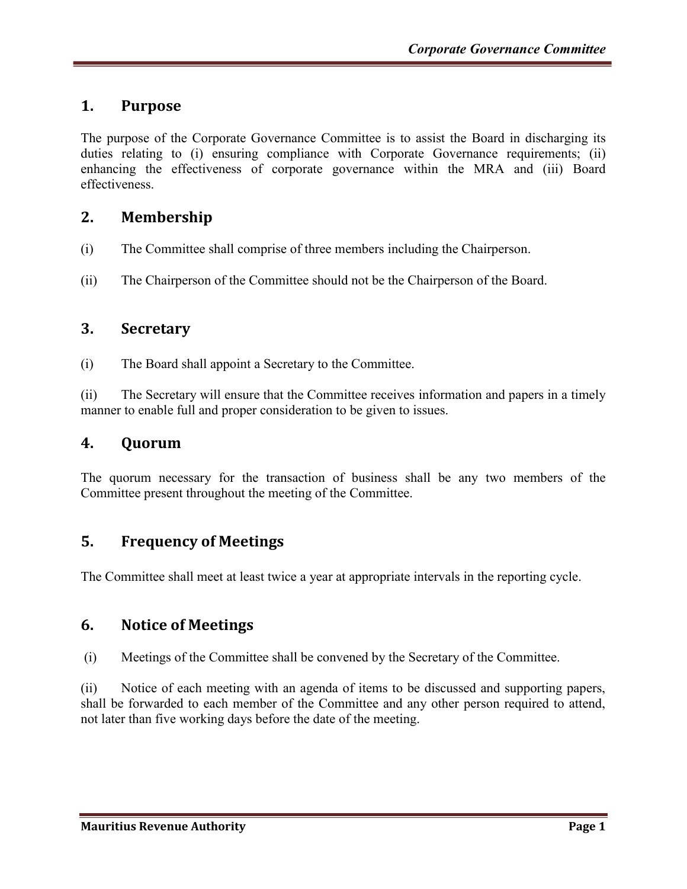## 1. Purpose

The purpose of the Corporate Governance Committee is to assist the Board in discharging its duties relating to (i) ensuring compliance with Corporate Governance requirements; (ii) enhancing the effectiveness of corporate governance within the MRA and (iii) Board effectiveness.

## 2. Membership

(i) The Committee shall comprise of three members including the Chairperson.

(ii) The Chairperson of the Committee should not be the Chairperson of the Board.

## 3. Secretary

(i) The Board shall appoint a Secretary to the Committee.

(ii) The Secretary will ensure that the Committee receives information and papers in a timely manner to enable full and proper consideration to be given to issues.

## 4. Quorum

The quorum necessary for the transaction of business shall be any two members of the Committee present throughout the meeting of the Committee.

## 5. Frequency of Meetings

The Committee shall meet at least twice a year at appropriate intervals in the reporting cycle.

## 6. Notice of Meetings

(i) Meetings of the Committee shall be convened by the Secretary of the Committee.

(ii) Notice of each meeting with an agenda of items to be discussed and supporting papers, shall be forwarded to each member of the Committee and any other person required to attend, not later than five working days before the date of the meeting.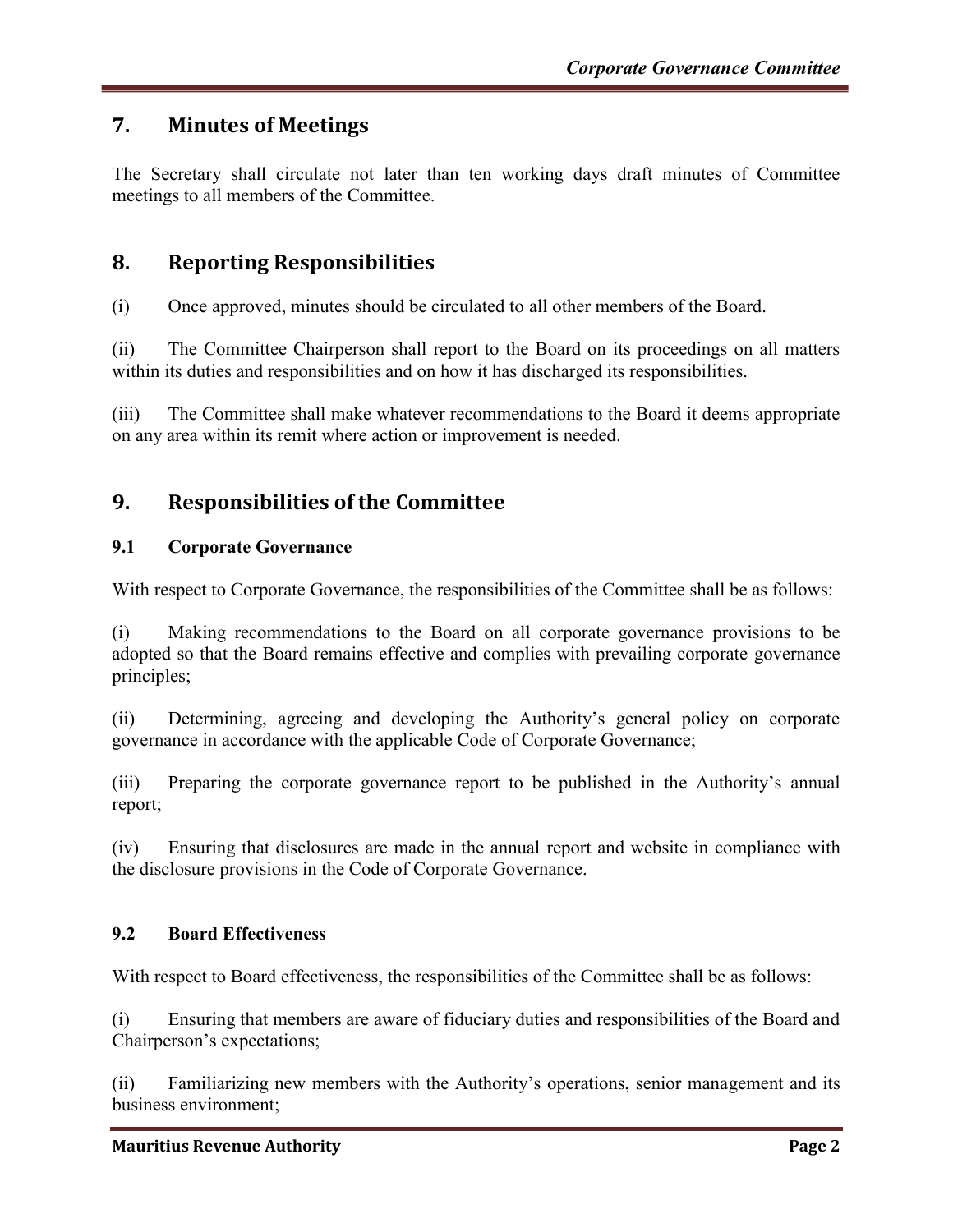## 7. Minutes of Meetings

The Secretary shall circulate not later than ten working days draft minutes of Committee meetings to all members of the Committee.

## 8. Reporting Responsibilities

(i) Once approved, minutes should be circulated to all other members of the Board.

(ii) The Committee Chairperson shall report to the Board on its proceedings on all matters within its duties and responsibilities and on how it has discharged its responsibilities.

(iii) The Committee shall make whatever recommendations to the Board it deems appropriate on any area within its remit where action or improvement is needed.

## 9. Responsibilities of the Committee

### 9.1 Corporate Governance

With respect to Corporate Governance, the responsibilities of the Committee shall be as follows:

(i) Making recommendations to the Board on all corporate governance provisions to be adopted so that the Board remains effective and complies with prevailing corporate governance principles;

(ii) Determining, agreeing and developing the Authority's general policy on corporate governance in accordance with the applicable Code of Corporate Governance;

(iii) Preparing the corporate governance report to be published in the Authority's annual report;

(iv) Ensuring that disclosures are made in the annual report and website in compliance with the disclosure provisions in the Code of Corporate Governance.

### 9.2 Board Effectiveness

With respect to Board effectiveness, the responsibilities of the Committee shall be as follows:

(i) Ensuring that members are aware of fiduciary duties and responsibilities of the Board and Chairperson's expectations;

(ii) Familiarizing new members with the Authority's operations, senior management and its business environment;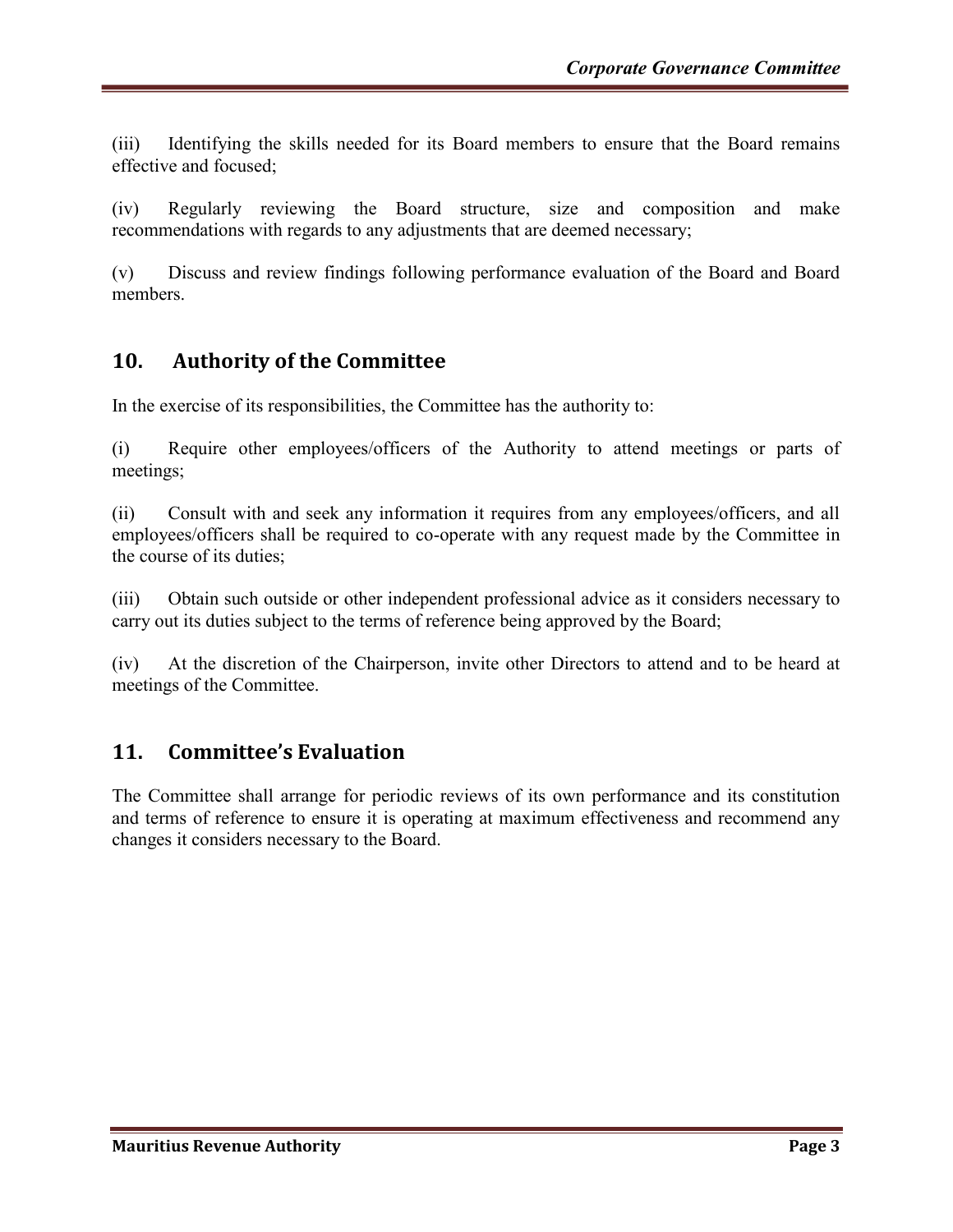(iii) Identifying the skills needed for its Board members to ensure that the Board remains effective and focused;

(iv) Regularly reviewing the Board structure, size and composition and make recommendations with regards to any adjustments that are deemed necessary;

(v) Discuss and review findings following performance evaluation of the Board and Board members.

## 10. Authority of the Committee

In the exercise of its responsibilities, the Committee has the authority to:

(i) Require other employees/officers of the Authority to attend meetings or parts of meetings;

(ii) Consult with and seek any information it requires from any employees/officers, and all employees/officers shall be required to co-operate with any request made by the Committee in the course of its duties;

(iii) Obtain such outside or other independent professional advice as it considers necessary to carry out its duties subject to the terms of reference being approved by the Board;

(iv) At the discretion of the Chairperson, invite other Directors to attend and to be heard at meetings of the Committee.

## 11. Committee's Evaluation

The Committee shall arrange for periodic reviews of its own performance and its constitution and terms of reference to ensure it is operating at maximum effectiveness and recommend any changes it considers necessary to the Board.